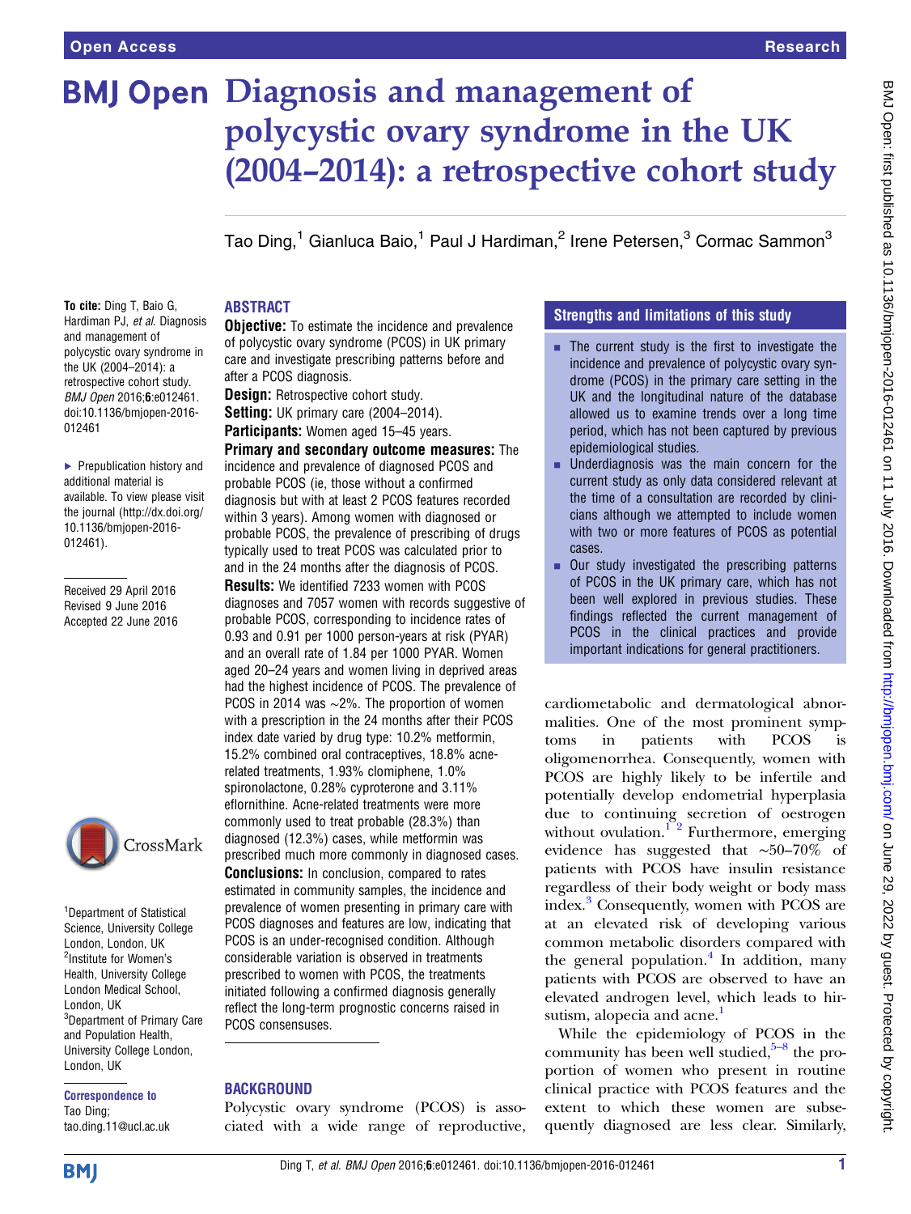# Diagnosis and management of polycystic ovary syndrome in the UK (2004–2014): a retrospective cohort study

Tao Ding,[1] Gianluca Baio,[1] Paul J Hardiman,[2] Irene Petersen,[3] Cormac Sammon[3]

**To cite:** Ding T, Baio G, Hardiman PJ, *et al*. Diagnosis and management of polycystic ovary syndrome in the UK (2004–2014): a retrospective cohort study. *BMJ Open* 2016;**6**:e012461. doi:10.1136/bmjopen-2016-012461

► Prepublication history and additional material is available. To view please visit the journal (http://dx.doi.org/10.1136/bmjopen-2016-012461).

Received 29 April 2016
Revised 9 June 2016
Accepted 22 June 2016

[1]Department of Statistical Science, University College London, London, UK
[2]Institute for Women's Health, University College London Medical School, London, UK
[3]Department of Primary Care and Population Health, University College London, London, UK

**Correspondence to**
Tao Ding;
tao.ding.11@ucl.ac.uk

## ABSTRACT

**Objective:** To estimate the incidence and prevalence of polycystic ovary syndrome (PCOS) in UK primary care and investigate prescribing patterns before and after a PCOS diagnosis.

**Design:** Retrospective cohort study.

**Setting:** UK primary care (2004–2014).

**Participants:** Women aged 15–45 years.

**Primary and secondary outcome measures:** The incidence and prevalence of diagnosed PCOS and probable PCOS (ie, those without a confirmed diagnosis but with at least 2 PCOS features recorded within 3 years). Among women with diagnosed or probable PCOS, the prevalence of prescribing of drugs typically used to treat PCOS was calculated prior to and in the 24 months after the diagnosis of PCOS.

**Results:** We identified 7233 women with PCOS diagnoses and 7057 women with records suggestive of probable PCOS, corresponding to incidence rates of 0.93 and 0.91 per 1000 person-years at risk (PYAR) and an overall rate of 1.84 per 1000 PYAR. Women aged 20–24 years and women living in deprived areas had the highest incidence of PCOS. The prevalence of PCOS in 2014 was ~2%. The proportion of women with a prescription in the 24 months after their PCOS index date varied by drug type: 10.2% metformin, 15.2% combined oral contraceptives, 18.8% acne-related treatments, 1.93% clomiphene, 1.0% spironolactone, 0.28% cyproterone and 3.11% eflornithine. Acne-related treatments were more commonly used to treat probable (28.3%) than diagnosed (12.3%) cases, while metformin was prescribed much more commonly in diagnosed cases.

**Conclusions:** In conclusion, compared to rates estimated in community samples, the incidence and prevalence of women presenting in primary care with PCOS diagnoses and features are low, indicating that PCOS is an under-recognised condition. Although considerable variation is observed in treatments prescribed to women with PCOS, the treatments initiated following a confirmed diagnosis generally reflect the long-term prognostic concerns raised in PCOS consensuses.

## Strengths and limitations of this study

- The current study is the first to investigate the incidence and prevalence of polycystic ovary syndrome (PCOS) in the primary care setting in the UK and the longitudinal nature of the database allowed us to examine trends over a long time period, which has not been captured by previous epidemiological studies.
- Underdiagnosis was the main concern for the current study as only data considered relevant at the time of a consultation are recorded by clinicians although we attempted to include women with two or more features of PCOS as potential cases.
- Our study investigated the prescribing patterns of PCOS in the UK primary care, which has not been well explored in previous studies. These findings reflected the current management of PCOS in the clinical practices and provide important indications for general practitioners.

## BACKGROUND

Polycystic ovary syndrome (PCOS) is associated with a wide range of reproductive, cardiometabolic and dermatological abnormalities. One of the most prominent symptoms in patients with PCOS is oligomenorrhea. Consequently, women with PCOS are highly likely to be infertile and potentially develop endometrial hyperplasia due to continuing secretion of oestrogen without ovulation.[1 2] Furthermore, emerging evidence has suggested that ~50–70% of patients with PCOS have insulin resistance regardless of their body weight or body mass index.[3] Consequently, women with PCOS are at an elevated risk of developing various common metabolic disorders compared with the general population.[4] In addition, many patients with PCOS are observed to have an elevated androgen level, which leads to hirsutism, alopecia and acne.[1]

While the epidemiology of PCOS in the community has been well studied,[5–8] the proportion of women who present in routine clinical practice with PCOS features and the extent to which these women are subsequently diagnosed are less clear. Similarly,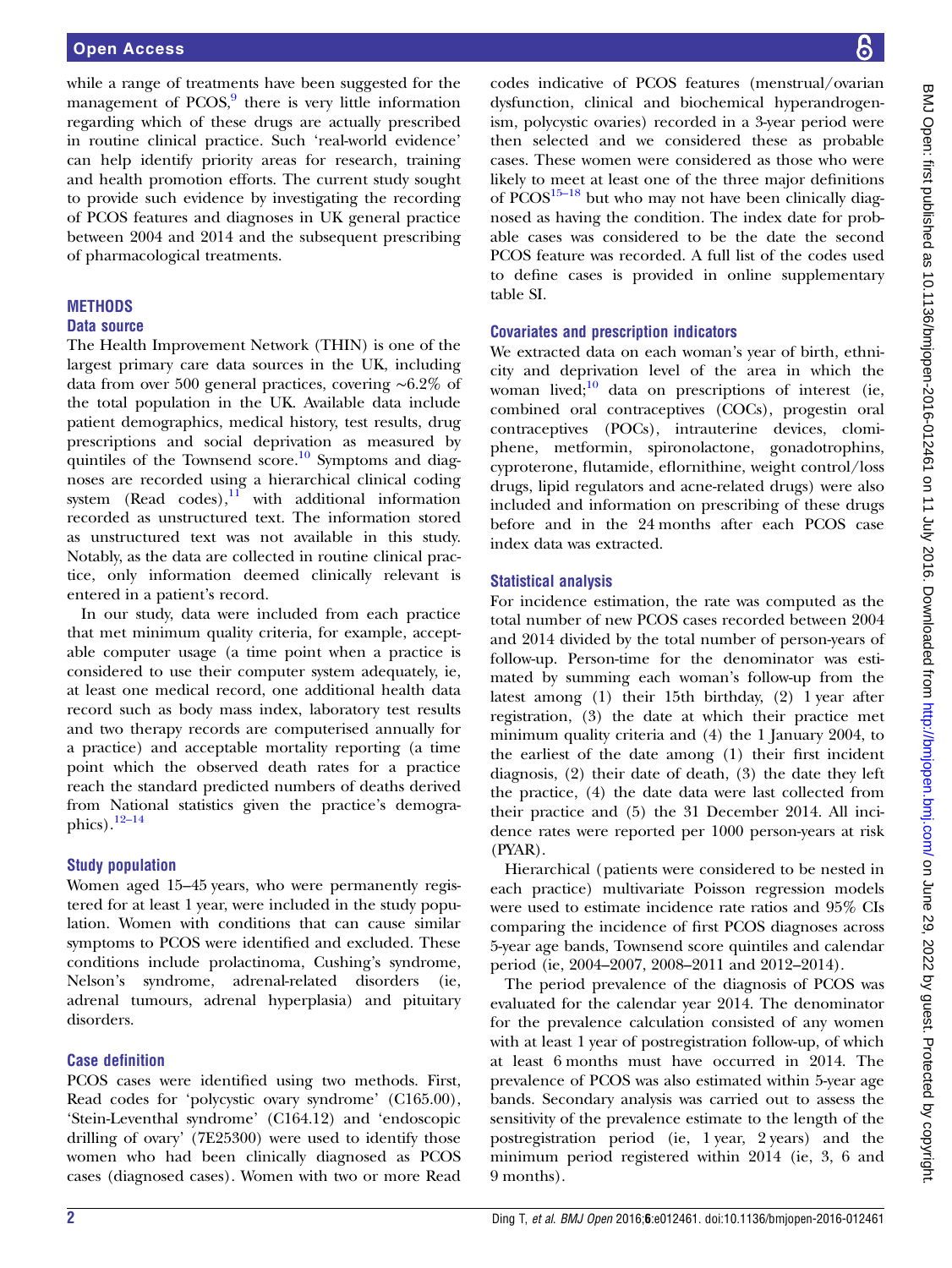while a range of treatments have been suggested for the management of PCOS,[9] there is very little information regarding which of these drugs are actually prescribed in routine clinical practice. Such 'real-world evidence' can help identify priority areas for research, training and health promotion efforts. The current study sought to provide such evidence by investigating the recording of PCOS features and diagnoses in UK general practice between 2004 and 2014 and the subsequent prescribing of pharmacological treatments.

## METHODS

### Data source

The Health Improvement Network (THIN) is one of the largest primary care data sources in the UK, including data from over 500 general practices, covering ~6.2% of the total population in the UK. Available data include patient demographics, medical history, test results, drug prescriptions and social deprivation as measured by quintiles of the Townsend score.[10] Symptoms and diagnoses are recorded using a hierarchical clinical coding system (Read codes),[11] with additional information recorded as unstructured text. The information stored as unstructured text was not available in this study. Notably, as the data are collected in routine clinical practice, only information deemed clinically relevant is entered in a patient's record.

In our study, data were included from each practice that met minimum quality criteria, for example, acceptable computer usage (a time point when a practice is considered to use their computer system adequately, ie, at least one medical record, one additional health data record such as body mass index, laboratory test results and two therapy records are computerised annually for a practice) and acceptable mortality reporting (a time point which the observed death rates for a practice reach the standard predicted numbers of deaths derived from National statistics given the practice's demographics).[12–14]

### Study population

Women aged 15–45 years, who were permanently registered for at least 1 year, were included in the study population. Women with conditions that can cause similar symptoms to PCOS were identified and excluded. These conditions include prolactinoma, Cushing's syndrome, Nelson's syndrome, adrenal-related disorders (ie, adrenal tumours, adrenal hyperplasia) and pituitary disorders.

### Case definition

PCOS cases were identified using two methods. First, Read codes for 'polycystic ovary syndrome' (C165.00), 'Stein-Leventhal syndrome' (C164.12) and 'endoscopic drilling of ovary' (7E25300) were used to identify those women who had been clinically diagnosed as PCOS cases (diagnosed cases). Women with two or more Read codes indicative of PCOS features (menstrual/ovarian dysfunction, clinical and biochemical hyperandrogenism, polycystic ovaries) recorded in a 3-year period were then selected and we considered these as probable cases. These women were considered as those who were likely to meet at least one of the three major definitions of PCOS[15–18] but who may not have been clinically diagnosed as having the condition. The index date for probable cases was considered to be the date the second PCOS feature was recorded. A full list of the codes used to define cases is provided in online supplementary table SI.

### Covariates and prescription indicators

We extracted data on each woman's year of birth, ethnicity and deprivation level of the area in which the woman lived;[10] data on prescriptions of interest (ie, combined oral contraceptives (COCs), progestin oral contraceptives (POCs), intrauterine devices, clomiphene, metformin, spironolactone, gonadotrophins, cyproterone, flutamide, eflornithine, weight control/loss drugs, lipid regulators and acne-related drugs) were also included and information on prescribing of these drugs before and in the 24 months after each PCOS case index data was extracted.

### Statistical analysis

For incidence estimation, the rate was computed as the total number of new PCOS cases recorded between 2004 and 2014 divided by the total number of person-years of follow-up. Person-time for the denominator was estimated by summing each woman's follow-up from the latest among (1) their 15th birthday, (2) 1 year after registration, (3) the date at which their practice met minimum quality criteria and (4) the 1 January 2004, to the earliest of the date among (1) their first incident diagnosis, (2) their date of death, (3) the date they left the practice, (4) the date data were last collected from their practice and (5) the 31 December 2014. All incidence rates were reported per 1000 person-years at risk (PYAR).

Hierarchical (patients were considered to be nested in each practice) multivariate Poisson regression models were used to estimate incidence rate ratios and 95% CIs comparing the incidence of first PCOS diagnoses across 5-year age bands, Townsend score quintiles and calendar period (ie, 2004–2007, 2008–2011 and 2012–2014).

The period prevalence of the diagnosis of PCOS was evaluated for the calendar year 2014. The denominator for the prevalence calculation consisted of any women with at least 1 year of postregistration follow-up, of which at least 6 months must have occurred in 2014. The prevalence of PCOS was also estimated within 5-year age bands. Secondary analysis was carried out to assess the sensitivity of the prevalence estimate to the length of the postregistration period (ie, 1 year, 2 years) and the minimum period registered within 2014 (ie, 3, 6 and 9 months).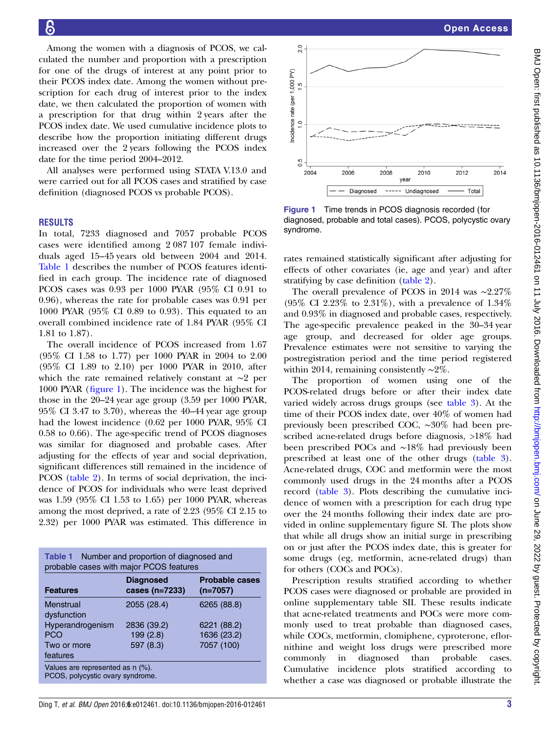Among the women with a diagnosis of PCOS, we calculated the number and proportion with a prescription for one of the drugs of interest at any point prior to their PCOS index date. Among the women without prescription for each drug of interest prior to the index date, we then calculated the proportion of women with a prescription for that drug within 2 years after the PCOS index date. We used cumulative incidence plots to describe how the proportion initiating different drugs increased over the 2 years following the PCOS index date for the time period 2004–2012.

All analyses were performed using STATA V.13.0 and were carried out for all PCOS cases and stratified by case definition (diagnosed PCOS vs probable PCOS).

## RESULTS

In total, 7233 diagnosed and 7057 probable PCOS cases were identified among 2 087 107 female individuals aged 15–45 years old between 2004 and 2014. Table 1 describes the number of PCOS features identified in each group. The incidence rate of diagnosed PCOS cases was 0.93 per 1000 PYAR (95% CI 0.91 to 0.96), whereas the rate for probable cases was 0.91 per 1000 PYAR (95% CI 0.89 to 0.93). This equated to an overall combined incidence rate of 1.84 PYAR (95% CI 1.81 to 1.87).

The overall incidence of PCOS increased from 1.67 (95% CI 1.58 to 1.77) per 1000 PYAR in 2004 to 2.00 (95% CI 1.89 to 2.10) per 1000 PYAR in 2010, after which the rate remained relatively constant at ~2 per 1000 PYAR (figure 1). The incidence was the highest for those in the 20–24 year age group (3.59 per 1000 PYAR, 95% CI 3.47 to 3.70), whereas the 40–44 year age group had the lowest incidence (0.62 per 1000 PYAR, 95% CI 0.58 to 0.66). The age-specific trend of PCOS diagnoses was similar for diagnosed and probable cases. After adjusting for the effects of year and social deprivation, significant differences still remained in the incidence of PCOS (table 2). In terms of social deprivation, the incidence of PCOS for individuals who were least deprived was 1.59 (95% CI 1.53 to 1.65) per 1000 PYAR, whereas among the most deprived, a rate of 2.23 (95% CI 2.15 to 2.32) per 1000 PYAR was estimated. This difference in rates remained statistically significant after adjusting for effects of other covariates (ie, age and year) and after stratifying by case definition (table 2).

**Table 1** Number and proportion of diagnosed and probable cases with major PCOS features

| Features | Diagnosed cases (n=7233) | Probable cases (n=7057) |
|---|---|---|
| Menstrual dysfunction | 2055 (28.4) | 6265 (88.8) |
| Hyperandrogenism | 2836 (39.2) | 6221 (88.2) |
| PCO | 199 (2.8) | 1636 (23.2) |
| Two or more features | 597 (8.3) | 7057 (100) |

Values are represented as n (%).
PCOS, polycystic ovary syndrome.

**Figure 1** Time trends in PCOS diagnosis recorded (for diagnosed, probable and total cases). PCOS, polycystic ovary syndrome.

The overall prevalence of PCOS in 2014 was ~2.27% (95% CI 2.23% to 2.31%), with a prevalence of 1.34% and 0.93% in diagnosed and probable cases, respectively. The age-specific prevalence peaked in the 30–34 year age group, and decreased for older age groups. Prevalence estimates were not sensitive to varying the postregistration period and the time period registered within 2014, remaining consistently ~2%.

The proportion of women using one of the PCOS-related drugs before or after their index date varied widely across drugs groups (see table 3). At the time of their PCOS index date, over 40% of women had previously been prescribed COC, ~30% had been prescribed acne-related drugs before diagnosis, >18% had been prescribed POCs and ~18% had previously been prescribed at least one of the other drugs (table 3). Acne-related drugs, COC and metformin were the most commonly used drugs in the 24 months after a PCOS record (table 3). Plots describing the cumulative incidence of women with a prescription for each drug type over the 24 months following their index date are provided in online supplementary figure SI. The plots show that while all drugs show an initial surge in prescribing on or just after the PCOS index date, this is greater for some drugs (eg, metformin, acne-related drugs) than for others (COCs and POCs).

Prescription results stratified according to whether PCOS cases were diagnosed or probable are provided in online supplementary table SII. These results indicate that acne-related treatments and POCs were more commonly used to treat probable than diagnosed cases, while COCs, metformin, clomiphene, cyproterone, eflornithine and weight loss drugs were prescribed more commonly in diagnosed than probable cases. Cumulative incidence plots stratified according to whether a case was diagnosed or probable illustrate the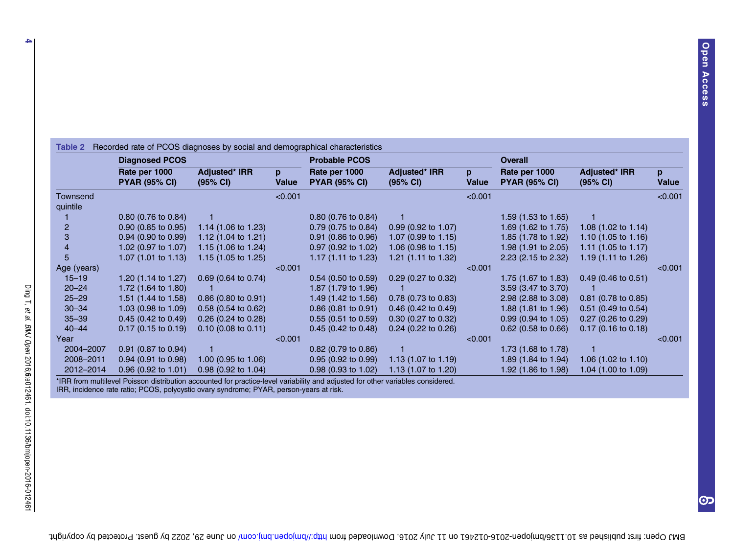**Table 2** Recorded rate of PCOS diagnoses by social and demographical characteristics

| | Diagnosed PCOS | | | Probable PCOS | | | Overall | | |
|---|---|---|---|---|---|---|---|---|---|
| | Rate per 1000 PYAR (95% CI) | Adjusted* IRR (95% CI) | p Value | Rate per 1000 PYAR (95% CI) | Adjusted* IRR (95% CI) | p Value | Rate per 1000 PYAR (95% CI) | Adjusted* IRR (95% CI) | p Value |
| Townsend quintile | | | <0.001 | | | <0.001 | | | <0.001 |
| 1 | 0.80 (0.76 to 0.84) | 1 | | 0.80 (0.76 to 0.84) | 1 | | 1.59 (1.53 to 1.65) | 1 | |
| 2 | 0.90 (0.85 to 0.95) | 1.14 (1.06 to 1.23) | | 0.79 (0.75 to 0.84) | 0.99 (0.92 to 1.07) | | 1.69 (1.62 to 1.75) | 1.08 (1.02 to 1.14) | |
| 3 | 0.94 (0.90 to 0.99) | 1.12 (1.04 to 1.21) | | 0.91 (0.86 to 0.96) | 1.07 (0.99 to 1.15) | | 1.85 (1.78 to 1.92) | 1.10 (1.05 to 1.16) | |
| 4 | 1.02 (0.97 to 1.07) | 1.15 (1.06 to 1.24) | | 0.97 (0.92 to 1.02) | 1.06 (0.98 to 1.15) | | 1.98 (1.91 to 2.05) | 1.11 (1.05 to 1.17) | |
| 5 | 1.07 (1.01 to 1.13) | 1.15 (1.05 to 1.25) | | 1.17 (1.11 to 1.23) | 1.21 (1.11 to 1.32) | | 2.23 (2.15 to 2.32) | 1.19 (1.11 to 1.26) | |
| Age (years) | | | <0.001 | | | <0.001 | | | <0.001 |
| 15–19 | 1.20 (1.14 to 1.27) | 0.69 (0.64 to 0.74) | | 0.54 (0.50 to 0.59) | 0.29 (0.27 to 0.32) | | 1.75 (1.67 to 1.83) | 0.49 (0.46 to 0.51) | |
| 20–24 | 1.72 (1.64 to 1.80) | 1 | | 1.87 (1.79 to 1.96) | 1 | | 3.59 (3.47 to 3.70) | 1 | |
| 25–29 | 1.51 (1.44 to 1.58) | 0.86 (0.80 to 0.91) | | 1.49 (1.42 to 1.56) | 0.78 (0.73 to 0.83) | | 2.98 (2.88 to 3.08) | 0.81 (0.78 to 0.85) | |
| 30–34 | 1.03 (0.98 to 1.09) | 0.58 (0.54 to 0.62) | | 0.86 (0.81 to 0.91) | 0.46 (0.42 to 0.49) | | 1.88 (1.81 to 1.96) | 0.51 (0.49 to 0.54) | |
| 35–39 | 0.45 (0.42 to 0.49) | 0.26 (0.24 to 0.28) | | 0.55 (0.51 to 0.59) | 0.30 (0.27 to 0.32) | | 0.99 (0.94 to 1.05) | 0.27 (0.26 to 0.29) | |
| 40–44 | 0.17 (0.15 to 0.19) | 0.10 (0.08 to 0.11) | | 0.45 (0.42 to 0.48) | 0.24 (0.22 to 0.26) | | 0.62 (0.58 to 0.66) | 0.17 (0.16 to 0.18) | |
| Year | | | <0.001 | | | <0.001 | | | <0.001 |
| 2004–2007 | 0.91 (0.87 to 0.94) | 1 | | 0.82 (0.79 to 0.86) | 1 | | 1.73 (1.68 to 1.78) | 1 | |
| 2008–2011 | 0.94 (0.91 to 0.98) | 1.00 (0.95 to 1.06) | | 0.95 (0.92 to 0.99) | 1.13 (1.07 to 1.19) | | 1.89 (1.84 to 1.94) | 1.06 (1.02 to 1.10) | |
| 2012–2014 | 0.96 (0.92 to 1.01) | 0.98 (0.92 to 1.04) | | 0.98 (0.93 to 1.02) | 1.13 (1.07 to 1.20) | | 1.92 (1.86 to 1.98) | 1.04 (1.00 to 1.09) | |

*IRR from multilevel Poisson distribution accounted for practice-level variability and adjusted for other variables considered.
IRR, incidence rate ratio; PCOS, polycystic ovary syndrome; PYAR, person-years at risk.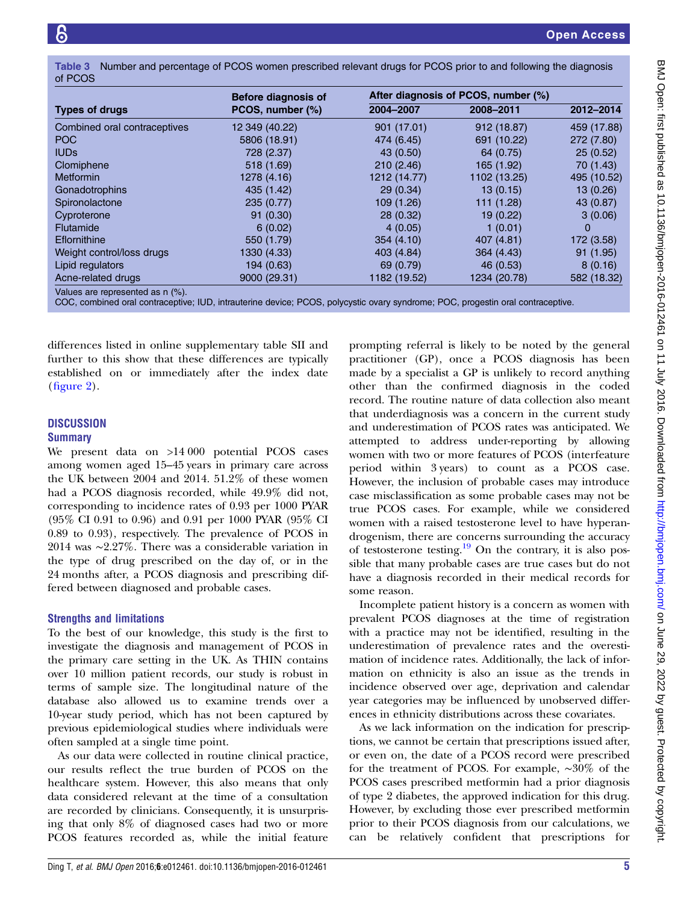**Table 3** Number and percentage of PCOS women prescribed relevant drugs for PCOS prior to and following the diagnosis of PCOS

| Types of drugs | Before diagnosis of PCOS, number (%) | After diagnosis of PCOS, number (%) | | |
|---|---|---|---|---|
| | | 2004–2007 | 2008–2011 | 2012–2014 |
| Combined oral contraceptives | 12 349 (40.22) | 901 (17.01) | 912 (18.87) | 459 (17.88) |
| POC | 5806 (18.91) | 474 (6.45) | 691 (10.22) | 272 (7.80) |
| IUDs | 728 (2.37) | 43 (0.50) | 64 (0.75) | 25 (0.52) |
| Clomiphene | 518 (1.69) | 210 (2.46) | 165 (1.92) | 70 (1.43) |
| Metformin | 1278 (4.16) | 1212 (14.77) | 1102 (13.25) | 495 (10.52) |
| Gonadotrophins | 435 (1.42) | 29 (0.34) | 13 (0.15) | 13 (0.26) |
| Spironolactone | 235 (0.77) | 109 (1.26) | 111 (1.28) | 43 (0.87) |
| Cyproterone | 91 (0.30) | 28 (0.32) | 19 (0.22) | 3 (0.06) |
| Flutamide | 6 (0.02) | 4 (0.05) | 1 (0.01) | 0 |
| Eflornithine | 550 (1.79) | 354 (4.10) | 407 (4.81) | 172 (3.58) |
| Weight control/loss drugs | 1330 (4.33) | 403 (4.84) | 364 (4.43) | 91 (1.95) |
| Lipid regulators | 194 (0.63) | 69 (0.79) | 46 (0.53) | 8 (0.16) |
| Acne-related drugs | 9000 (29.31) | 1182 (19.52) | 1234 (20.78) | 582 (18.32) |

Values are represented as n (%).

COC, combined oral contraceptive; IUD, intrauterine device; PCOS, polycystic ovary syndrome; POC, progestin oral contraceptive.

differences listed in online supplementary table SII and further to this show that these differences are typically established on or immediately after the index date (figure 2).

## DISCUSSION

### Summary

We present data on >14 000 potential PCOS cases among women aged 15–45 years in primary care across the UK between 2004 and 2014. 51.2% of these women had a PCOS diagnosis recorded, while 49.9% did not, corresponding to incidence rates of 0.93 per 1000 PYAR (95% CI 0.91 to 0.96) and 0.91 per 1000 PYAR (95% CI 0.89 to 0.93), respectively. The prevalence of PCOS in 2014 was ~2.27%. There was a considerable variation in the type of drug prescribed on the day of, or in the 24 months after, a PCOS diagnosis and prescribing differed between diagnosed and probable cases.

### Strengths and limitations

To the best of our knowledge, this study is the first to investigate the diagnosis and management of PCOS in the primary care setting in the UK. As THIN contains over 10 million patient records, our study is robust in terms of sample size. The longitudinal nature of the database also allowed us to examine trends over a 10-year study period, which has not been captured by previous epidemiological studies where individuals were often sampled at a single time point.

As our data were collected in routine clinical practice, our results reflect the true burden of PCOS on the healthcare system. However, this also means that only data considered relevant at the time of a consultation are recorded by clinicians. Consequently, it is unsurprising that only 8% of diagnosed cases had two or more PCOS features recorded as, while the initial feature prompting referral is likely to be noted by the general practitioner (GP), once a PCOS diagnosis has been made by a specialist a GP is unlikely to record anything other than the confirmed diagnosis in the coded record. The routine nature of data collection also meant that underdiagnosis was a concern in the current study and underestimation of PCOS rates was anticipated. We attempted to address under-reporting by allowing women with two or more features of PCOS (interfeature period within 3 years) to count as a PCOS case. However, the inclusion of probable cases may introduce case misclassification as some probable cases may not be true PCOS cases. For example, while we considered women with a raised testosterone level to have hyperandrogenism, there are concerns surrounding the accuracy of testosterone testing.[19] On the contrary, it is also possible that many probable cases are true cases but do not have a diagnosis recorded in their medical records for some reason.

Incomplete patient history is a concern as women with prevalent PCOS diagnoses at the time of registration with a practice may not be identified, resulting in the underestimation of prevalence rates and the overestimation of incidence rates. Additionally, the lack of information on ethnicity is also an issue as the trends in incidence observed over age, deprivation and calendar year categories may be influenced by unobserved differences in ethnicity distributions across these covariates.

As we lack information on the indication for prescriptions, we cannot be certain that prescriptions issued after, or even on, the date of a PCOS record were prescribed for the treatment of PCOS. For example, ~30% of the PCOS cases prescribed metformin had a prior diagnosis of type 2 diabetes, the approved indication for this drug. However, by excluding those ever prescribed metformin prior to their PCOS diagnosis from our calculations, we can be relatively confident that prescriptions for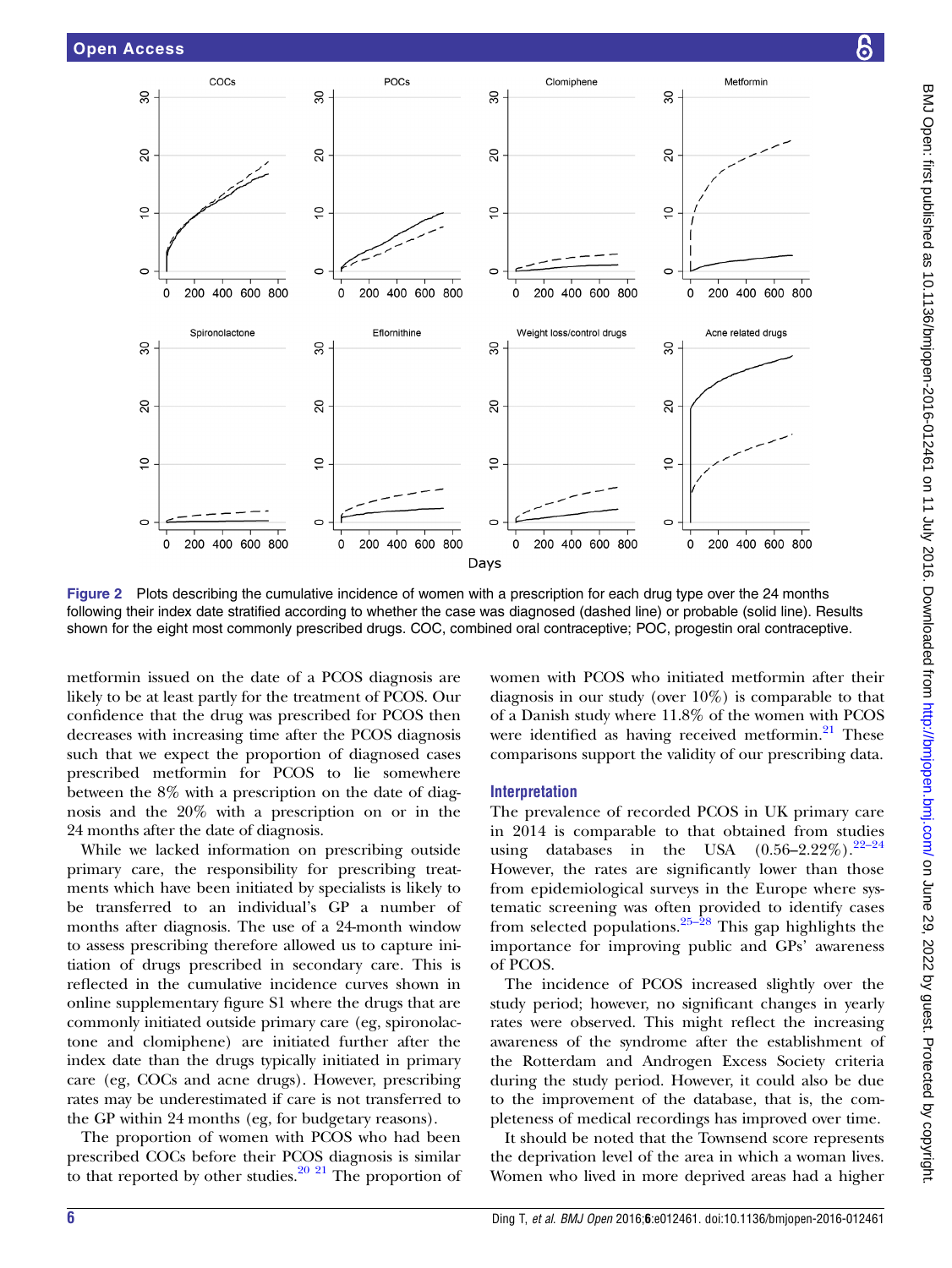Figure 2 Plots describing the cumulative incidence of women with a prescription for each drug type over the 24 months following their index date stratified according to whether the case was diagnosed (dashed line) or probable (solid line). Results shown for the eight most commonly prescribed drugs. COC, combined oral contraceptive; POC, progestin oral contraceptive.

metformin issued on the date of a PCOS diagnosis are likely to be at least partly for the treatment of PCOS. Our confidence that the drug was prescribed for PCOS then decreases with increasing time after the PCOS diagnosis such that we expect the proportion of diagnosed cases prescribed metformin for PCOS to lie somewhere between the 8% with a prescription on the date of diagnosis and the 20% with a prescription on or in the 24 months after the date of diagnosis.

While we lacked information on prescribing outside primary care, the responsibility for prescribing treatments which have been initiated by specialists is likely to be transferred to an individual's GP a number of months after diagnosis. The use of a 24-month window to assess prescribing therefore allowed us to capture initiation of drugs prescribed in secondary care. This is reflected in the cumulative incidence curves shown in online supplementary figure S1 where the drugs that are commonly initiated outside primary care (eg, spironolactone and clomiphene) are initiated further after the index date than the drugs typically initiated in primary care (eg, COCs and acne drugs). However, prescribing rates may be underestimated if care is not transferred to the GP within 24 months (eg, for budgetary reasons).

The proportion of women with PCOS who had been prescribed COCs before their PCOS diagnosis is similar to that reported by other studies.[20 21] The proportion of women with PCOS who initiated metformin after their diagnosis in our study (over 10%) is comparable to that of a Danish study where 11.8% of the women with PCOS were identified as having received metformin.[21] These comparisons support the validity of our prescribing data.

## Interpretation

The prevalence of recorded PCOS in UK primary care in 2014 is comparable to that obtained from studies using databases in the USA (0.56–2.22%).[22–24] However, the rates are significantly lower than those from epidemiological surveys in the Europe where systematic screening was often provided to identify cases from selected populations.[25–28] This gap highlights the importance for improving public and GPs' awareness of PCOS.

The incidence of PCOS increased slightly over the study period; however, no significant changes in yearly rates were observed. This might reflect the increasing awareness of the syndrome after the establishment of the Rotterdam and Androgen Excess Society criteria during the study period. However, it could also be due to the improvement of the database, that is, the completeness of medical recordings has improved over time.

It should be noted that the Townsend score represents the deprivation level of the area in which a woman lives. Women who lived in more deprived areas had a higher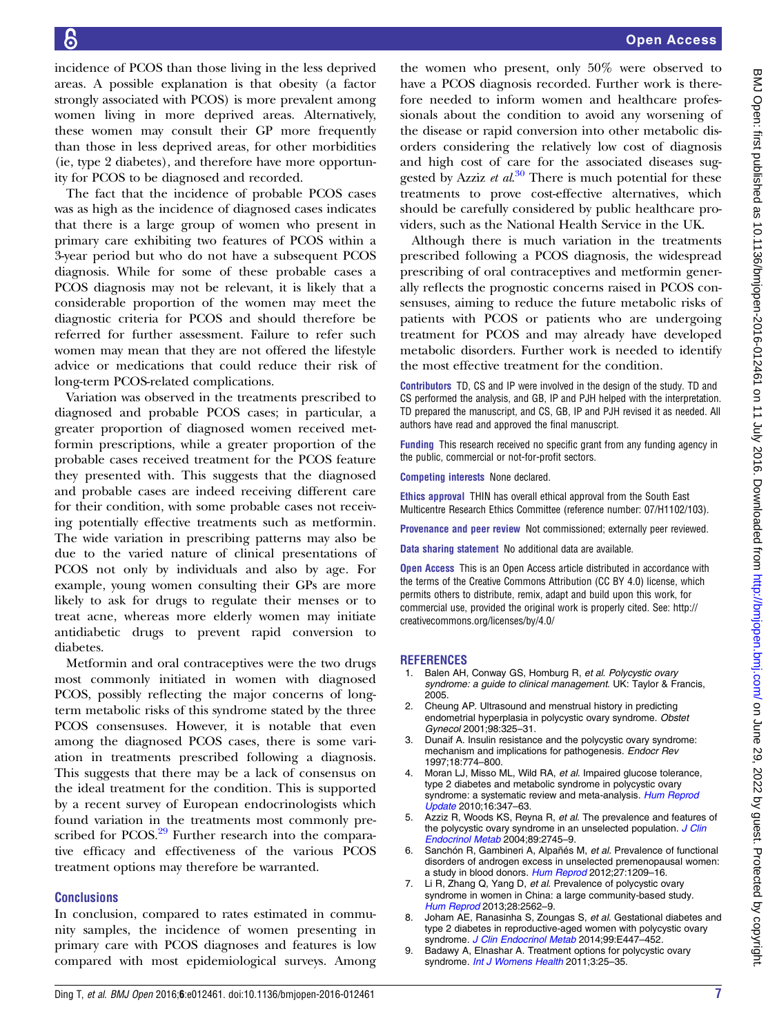incidence of PCOS than those living in the less deprived areas. A possible explanation is that obesity (a factor strongly associated with PCOS) is more prevalent among women living in more deprived areas. Alternatively, these women may consult their GP more frequently than those in less deprived areas, for other morbidities (ie, type 2 diabetes), and therefore have more opportunity for PCOS to be diagnosed and recorded.

The fact that the incidence of probable PCOS cases was as high as the incidence of diagnosed cases indicates that there is a large group of women who present in primary care exhibiting two features of PCOS within a 3-year period but who do not have a subsequent PCOS diagnosis. While for some of these probable cases a PCOS diagnosis may not be relevant, it is likely that a considerable proportion of the women may meet the diagnostic criteria for PCOS and should therefore be referred for further assessment. Failure to refer such women may mean that they are not offered the lifestyle advice or medications that could reduce their risk of long-term PCOS-related complications.

Variation was observed in the treatments prescribed to diagnosed and probable PCOS cases; in particular, a greater proportion of diagnosed women received metformin prescriptions, while a greater proportion of the probable cases received treatment for the PCOS feature they presented with. This suggests that the diagnosed and probable cases are indeed receiving different care for their condition, with some probable cases not receiving potentially effective treatments such as metformin. The wide variation in prescribing patterns may also be due to the varied nature of clinical presentations of PCOS not only by individuals and also by age. For example, young women consulting their GPs are more likely to ask for drugs to regulate their menses or to treat acne, whereas more elderly women may initiate antidiabetic drugs to prevent rapid conversion to diabetes.

Metformin and oral contraceptives were the two drugs most commonly initiated in women with diagnosed PCOS, possibly reflecting the major concerns of long-term metabolic risks of this syndrome stated by the three PCOS consensuses. However, it is notable that even among the diagnosed PCOS cases, there is some variation in treatments prescribed following a diagnosis. This suggests that there may be a lack of consensus on the ideal treatment for the condition. This is supported by a recent survey of European endocrinologists which found variation in the treatments most commonly prescribed for PCOS.[29] Further research into the comparative efficacy and effectiveness of the various PCOS treatment options may therefore be warranted.

## Conclusions

In conclusion, compared to rates estimated in community samples, the incidence of women presenting in primary care with PCOS diagnoses and features is low compared with most epidemiological surveys. Among the women who present, only 50% were observed to have a PCOS diagnosis recorded. Further work is therefore needed to inform women and healthcare professionals about the condition to avoid any worsening of the disease or rapid conversion into other metabolic disorders considering the relatively low cost of diagnosis and high cost of care for the associated diseases suggested by Azziz *et al*.[30] There is much potential for these treatments to prove cost-effective alternatives, which should be carefully considered by public healthcare providers, such as the National Health Service in the UK.

Although there is much variation in the treatments prescribed following a PCOS diagnosis, the widespread prescribing of oral contraceptives and metformin generally reflects the prognostic concerns raised in PCOS consensuses, aiming to reduce the future metabolic risks of patients with PCOS or patients who are undergoing treatment for PCOS and may already have developed metabolic disorders. Further work is needed to identify the most effective treatment for the condition.

**Contributors** TD, CS and IP were involved in the design of the study. TD and CS performed the analysis, and GB, IP and PJH helped with the interpretation. TD prepared the manuscript, and CS, GB, IP and PJH revised it as needed. All authors have read and approved the final manuscript.

**Funding** This research received no specific grant from any funding agency in the public, commercial or not-for-profit sectors.

**Competing interests** None declared.

**Ethics approval** THIN has overall ethical approval from the South East Multicentre Research Ethics Committee (reference number: 07/H1102/103).

**Provenance and peer review** Not commissioned; externally peer reviewed.

**Data sharing statement** No additional data are available.

**Open Access** This is an Open Access article distributed in accordance with the terms of the Creative Commons Attribution (CC BY 4.0) license, which permits others to distribute, remix, adapt and build upon this work, for commercial use, provided the original work is properly cited. See: http://creativecommons.org/licenses/by/4.0/

## REFERENCES

1. Balen AH, Conway GS, Homburg R, *et al*. *Polycystic ovary syndrome: a guide to clinical management*. UK: Taylor & Francis, 2005.
2. Cheung AP. Ultrasound and menstrual history in predicting endometrial hyperplasia in polycystic ovary syndrome. *Obstet Gynecol* 2001;98:325–31.
3. Dunaif A. Insulin resistance and the polycystic ovary syndrome: mechanism and implications for pathogenesis. *Endocr Rev* 1997;18:774–800.
4. Moran LJ, Misso ML, Wild RA, *et al*. Impaired glucose tolerance, type 2 diabetes and metabolic syndrome in polycystic ovary syndrome: a systematic review and meta-analysis. *Hum Reprod Update* 2010;16:347–63.
5. Azziz R, Woods KS, Reyna R, *et al*. The prevalence and features of the polycystic ovary syndrome in an unselected population. *J Clin Endocrinol Metab* 2004;89:2745–9.
6. Sanchón R, Gambineri A, Alpañés M, *et al*. Prevalence of functional disorders of androgen excess in unselected premenopausal women: a study in blood donors. *Hum Reprod* 2012;27:1209–16.
7. Li R, Zhang Q, Yang D, *et al*. Prevalence of polycystic ovary syndrome in women in China: a large community-based study. *Hum Reprod* 2013;28:2562–9.
8. Joham AE, Ranasinha S, Zoungas S, *et al*. Gestational diabetes and type 2 diabetes in reproductive-aged women with polycystic ovary syndrome. *J Clin Endocrinol Metab* 2014;99:E447–452.
9. Badawy A, Elnashar A. Treatment options for polycystic ovary syndrome. *Int J Womens Health* 2011;3:25–35.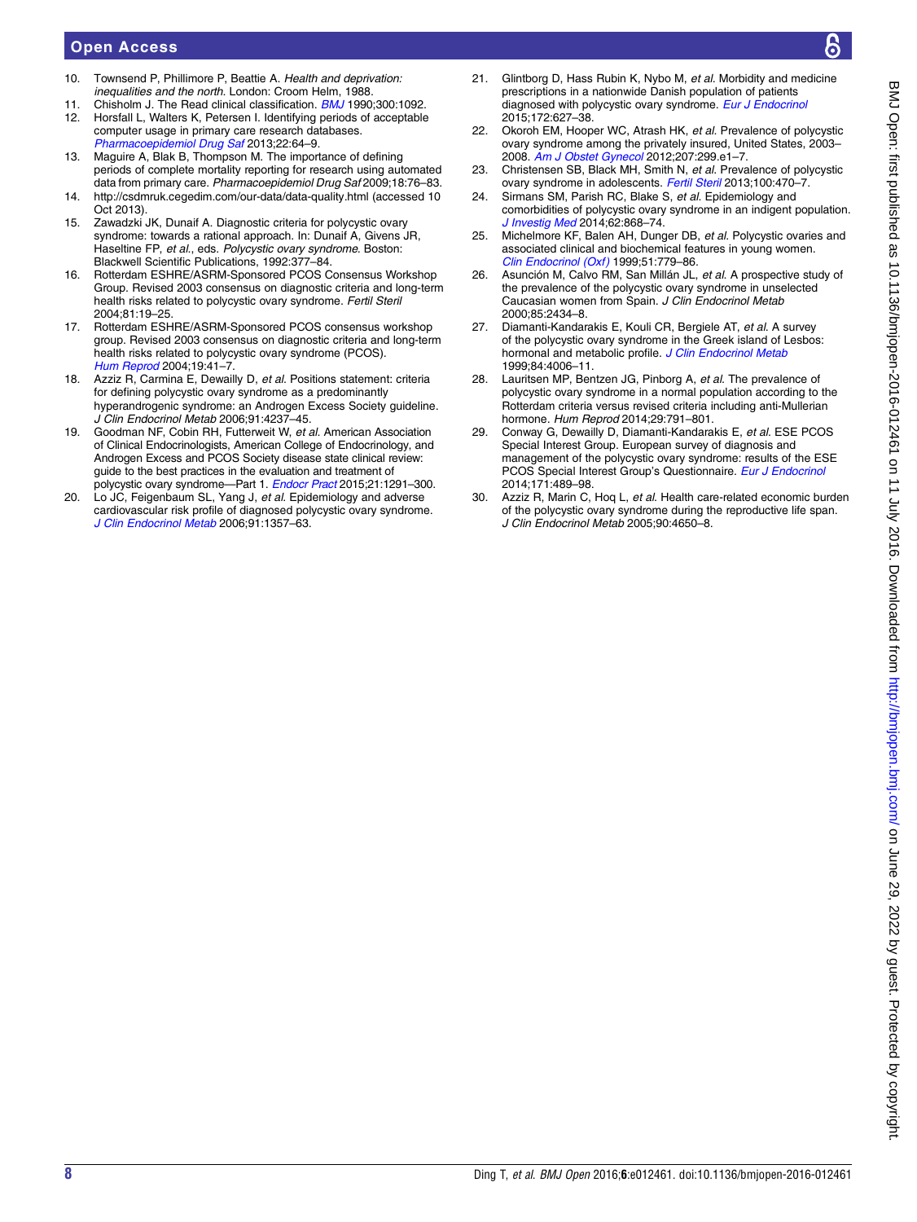10. Townsend P, Phillimore P, Beattie A. *Health and deprivation: inequalities and the north*. London: Croom Helm, 1988.
11. Chisholm J. The Read clinical classification. *BMJ* 1990;300:1092.
12. Horsfall L, Walters K, Petersen I. Identifying periods of acceptable computer usage in primary care research databases. *Pharmacoepidemiol Drug Saf* 2013;22:64–9.
13. Maguire A, Blak B, Thompson M. The importance of defining periods of complete mortality reporting for research using automated data from primary care. *Pharmacoepidemiol Drug Saf* 2009;18:76–83.
14. http://csdmruk.cegedim.com/our-data/data-quality.html (accessed 10 Oct 2013).
15. Zawadzki JK, Dunaif A. Diagnostic criteria for polycystic ovary syndrome: towards a rational approach. In: Dunaif A, Givens JR, Haseltine FP, *et al*., eds. *Polycystic ovary syndrome*. Boston: Blackwell Scientific Publications, 1992:377–84.
16. Rotterdam ESHRE/ASRM-Sponsored PCOS Consensus Workshop Group. Revised 2003 consensus on diagnostic criteria and long-term health risks related to polycystic ovary syndrome. *Fertil Steril* 2004;81:19–25.
17. Rotterdam ESHRE/ASRM-Sponsored PCOS consensus workshop group. Revised 2003 consensus on diagnostic criteria and long-term health risks related to polycystic ovary syndrome (PCOS). *Hum Reprod* 2004;19:41–7.
18. Azziz R, Carmina E, Dewailly D, *et al*. Positions statement: criteria for defining polycystic ovary syndrome as a predominantly hyperandrogenic syndrome: an Androgen Excess Society guideline. *J Clin Endocrinol Metab* 2006;91:4237–45.
19. Goodman NF, Cobin RH, Futterweit W, *et al*. American Association of Clinical Endocrinologists, American College of Endocrinology, and Androgen Excess and PCOS Society disease state clinical review: guide to the best practices in the evaluation and treatment of polycystic ovary syndrome—Part 1. *Endocr Pract* 2015;21:1291–300.
20. Lo JC, Feigenbaum SL, Yang J, *et al*. Epidemiology and adverse cardiovascular risk profile of diagnosed polycystic ovary syndrome. *J Clin Endocrinol Metab* 2006;91:1357–63.
21. Glintborg D, Hass Rubin K, Nybo M, *et al*. Morbidity and medicine prescriptions in a nationwide Danish population of patients diagnosed with polycystic ovary syndrome. *Eur J Endocrinol* 2015;172:627–38.
22. Okoroh EM, Hooper WC, Atrash HK, *et al*. Prevalence of polycystic ovary syndrome among the privately insured, United States, 2003–2008. *Am J Obstet Gynecol* 2012;207:299.e1–7.
23. Christensen SB, Black MH, Smith N, *et al*. Prevalence of polycystic ovary syndrome in adolescents. *Fertil Steril* 2013;100:470–7.
24. Sirmans SM, Parish RC, Blake S, *et al*. Epidemiology and comorbidities of polycystic ovary syndrome in an indigent population. *J Investig Med* 2014;62:868–74.
25. Michelmore KF, Balen AH, Dunger DB, *et al*. Polycystic ovaries and associated clinical and biochemical features in young women. *Clin Endocrinol (Oxf)* 1999;51:779–86.
26. Asunción M, Calvo RM, San Millán JL, *et al*. A prospective study of the prevalence of the polycystic ovary syndrome in unselected Caucasian women from Spain. *J Clin Endocrinol Metab* 2000;85:2434–8.
27. Diamanti-Kandarakis E, Kouli CR, Bergiele AT, *et al*. A survey of the polycystic ovary syndrome in the Greek island of Lesbos: hormonal and metabolic profile. *J Clin Endocrinol Metab* 1999;84:4006–11.
28. Lauritsen MP, Bentzen JG, Pinborg A, *et al*. The prevalence of polycystic ovary syndrome in a normal population according to the Rotterdam criteria versus revised criteria including anti-Mullerian hormone. *Hum Reprod* 2014;29:791–801.
29. Conway G, Dewailly D, Diamanti-Kandarakis E, *et al*. ESE PCOS Special Interest Group. European survey of diagnosis and management of the polycystic ovary syndrome: results of the ESE PCOS Special Interest Group's Questionnaire. *Eur J Endocrinol* 2014;171:489–98.
30. Azziz R, Marin C, Hoq L, *et al*. Health care-related economic burden of the polycystic ovary syndrome during the reproductive life span. *J Clin Endocrinol Metab* 2005;90:4650–8.